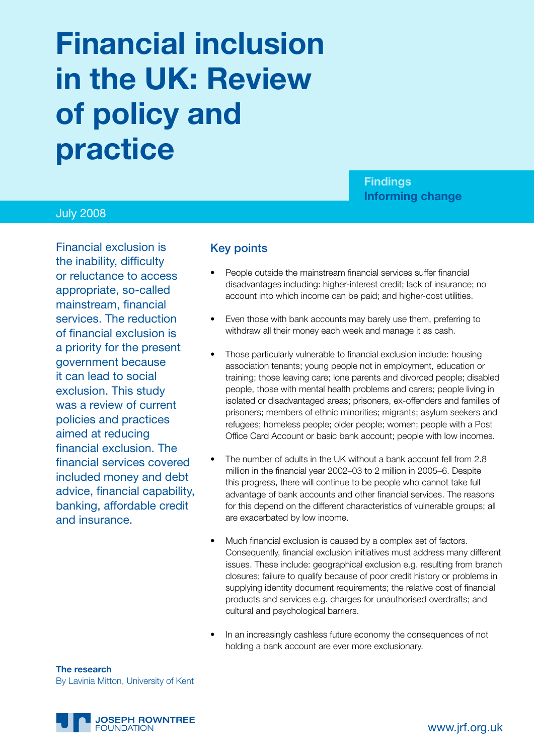# Financial inclusion in the UK: Review of policy and practice

**Findings**
**Informing change**

July 2008

Financial exclusion is the inability, difficulty or reluctance to access appropriate, so-called mainstream, financial services. The reduction of financial exclusion is a priority for the present government because it can lead to social exclusion. This study was a review of current policies and practices aimed at reducing financial exclusion. The financial services covered included money and debt advice, financial capability, banking, affordable credit and insurance.

## Key points

- People outside the mainstream financial services suffer financial disadvantages including: higher-interest credit; lack of insurance; no account into which income can be paid; and higher-cost utilities.
- Even those with bank accounts may barely use them, preferring to withdraw all their money each week and manage it as cash.
- Those particularly vulnerable to financial exclusion include: housing association tenants; young people not in employment, education or training; those leaving care; lone parents and divorced people; disabled people, those with mental health problems and carers; people living in isolated or disadvantaged areas; prisoners, ex-offenders and families of prisoners; members of ethnic minorities; migrants; asylum seekers and refugees; homeless people; older people; women; people with a Post Office Card Account or basic bank account; people with low incomes.
- The number of adults in the UK without a bank account fell from 2.8 million in the financial year 2002–03 to 2 million in 2005–6. Despite this progress, there will continue to be people who cannot take full advantage of bank accounts and other financial services. The reasons for this depend on the different characteristics of vulnerable groups; all are exacerbated by low income.
- Much financial exclusion is caused by a complex set of factors. Consequently, financial exclusion initiatives must address many different issues. These include: geographical exclusion e.g. resulting from branch closures; failure to qualify because of poor credit history or problems in supplying identity document requirements; the relative cost of financial products and services e.g. charges for unauthorised overdrafts; and cultural and psychological barriers.
- In an increasingly cashless future economy the consequences of not holding a bank account are ever more exclusionary.

**The research**
By Lavinia Mitton, University of Kent

JOSEPH ROWNTREE FOUNDATION

www.jrf.org.uk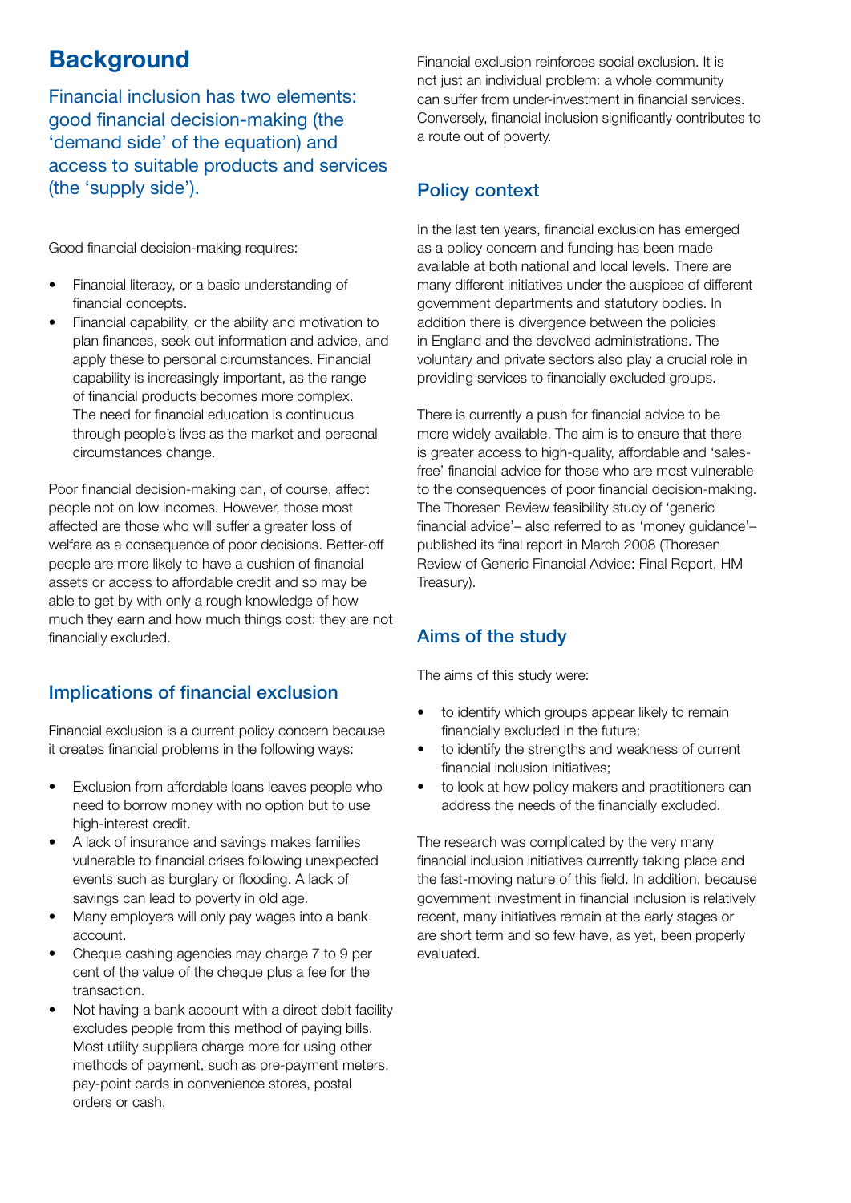# Background

Financial inclusion has two elements: good financial decision-making (the 'demand side' of the equation) and access to suitable products and services (the 'supply side').

Good financial decision-making requires:

- Financial literacy, or a basic understanding of financial concepts.
- Financial capability, or the ability and motivation to plan finances, seek out information and advice, and apply these to personal circumstances. Financial capability is increasingly important, as the range of financial products becomes more complex. The need for financial education is continuous through people's lives as the market and personal circumstances change.

Poor financial decision-making can, of course, affect people not on low incomes. However, those most affected are those who will suffer a greater loss of welfare as a consequence of poor decisions. Better-off people are more likely to have a cushion of financial assets or access to affordable credit and so may be able to get by with only a rough knowledge of how much they earn and how much things cost: they are not financially excluded.

## Implications of financial exclusion

Financial exclusion is a current policy concern because it creates financial problems in the following ways:

- Exclusion from affordable loans leaves people who need to borrow money with no option but to use high-interest credit.
- A lack of insurance and savings makes families vulnerable to financial crises following unexpected events such as burglary or flooding. A lack of savings can lead to poverty in old age.
- Many employers will only pay wages into a bank account.
- Cheque cashing agencies may charge 7 to 9 per cent of the value of the cheque plus a fee for the transaction.
- Not having a bank account with a direct debit facility excludes people from this method of paying bills. Most utility suppliers charge more for using other methods of payment, such as pre-payment meters, pay-point cards in convenience stores, postal orders or cash.

Financial exclusion reinforces social exclusion. It is not just an individual problem: a whole community can suffer from under-investment in financial services. Conversely, financial inclusion significantly contributes to a route out of poverty.

## Policy context

In the last ten years, financial exclusion has emerged as a policy concern and funding has been made available at both national and local levels. There are many different initiatives under the auspices of different government departments and statutory bodies. In addition there is divergence between the policies in England and the devolved administrations. The voluntary and private sectors also play a crucial role in providing services to financially excluded groups.

There is currently a push for financial advice to be more widely available. The aim is to ensure that there is greater access to high-quality, affordable and 'sales-free' financial advice for those who are most vulnerable to the consequences of poor financial decision-making. The Thoresen Review feasibility study of 'generic financial advice'– also referred to as 'money guidance'– published its final report in March 2008 (Thoresen Review of Generic Financial Advice: Final Report, HM Treasury).

## Aims of the study

The aims of this study were:

- to identify which groups appear likely to remain financially excluded in the future;
- to identify the strengths and weakness of current financial inclusion initiatives;
- to look at how policy makers and practitioners can address the needs of the financially excluded.

The research was complicated by the very many financial inclusion initiatives currently taking place and the fast-moving nature of this field. In addition, because government investment in financial inclusion is relatively recent, many initiatives remain at the early stages or are short term and so few have, as yet, been properly evaluated.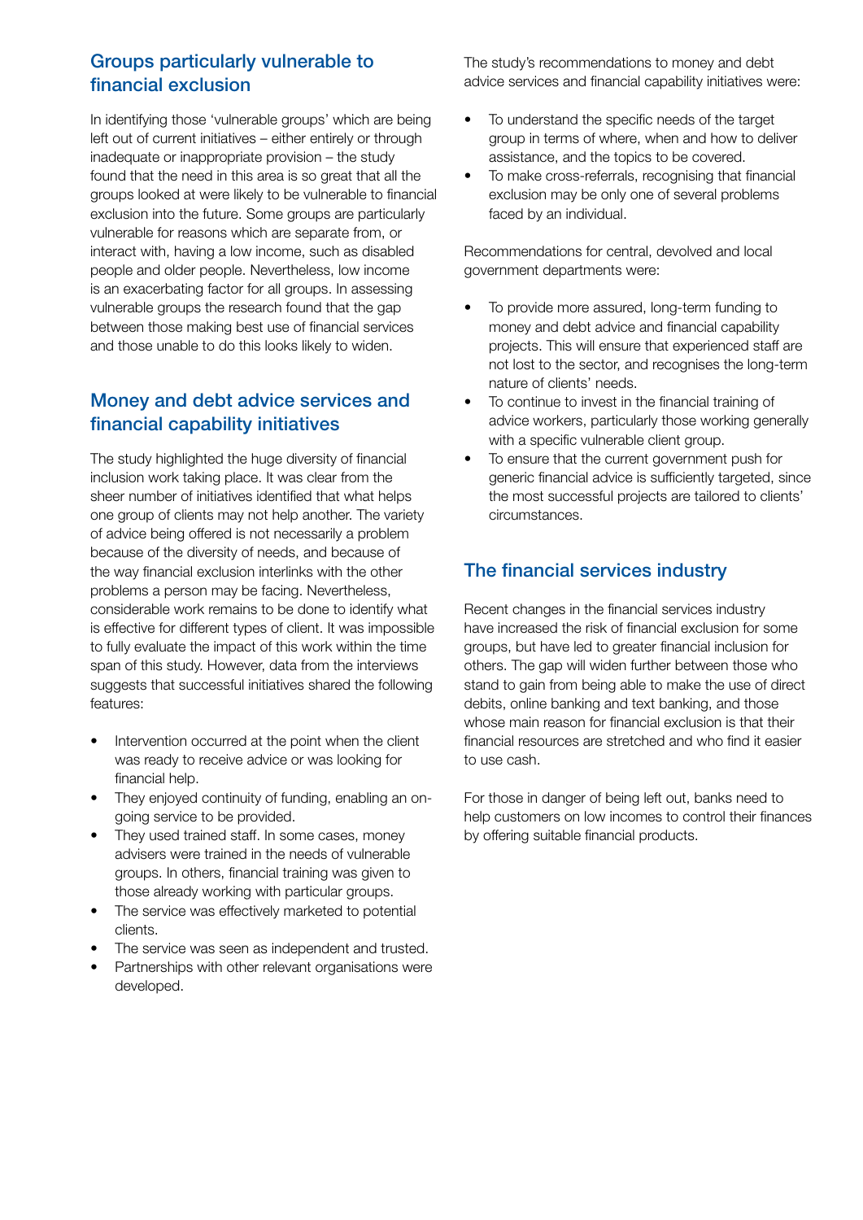## Groups particularly vulnerable to financial exclusion

In identifying those 'vulnerable groups' which are being left out of current initiatives – either entirely or through inadequate or inappropriate provision – the study found that the need in this area is so great that all the groups looked at were likely to be vulnerable to financial exclusion into the future. Some groups are particularly vulnerable for reasons which are separate from, or interact with, having a low income, such as disabled people and older people. Nevertheless, low income is an exacerbating factor for all groups. In assessing vulnerable groups the research found that the gap between those making best use of financial services and those unable to do this looks likely to widen.

## Money and debt advice services and financial capability initiatives

The study highlighted the huge diversity of financial inclusion work taking place. It was clear from the sheer number of initiatives identified that what helps one group of clients may not help another. The variety of advice being offered is not necessarily a problem because of the diversity of needs, and because of the way financial exclusion interlinks with the other problems a person may be facing. Nevertheless, considerable work remains to be done to identify what is effective for different types of client. It was impossible to fully evaluate the impact of this work within the time span of this study. However, data from the interviews suggests that successful initiatives shared the following features:

- Intervention occurred at the point when the client was ready to receive advice or was looking for financial help.
- They enjoyed continuity of funding, enabling an on-going service to be provided.
- They used trained staff. In some cases, money advisers were trained in the needs of vulnerable groups. In others, financial training was given to those already working with particular groups.
- The service was effectively marketed to potential clients.
- The service was seen as independent and trusted.
- Partnerships with other relevant organisations were developed.

The study's recommendations to money and debt advice services and financial capability initiatives were:

- To understand the specific needs of the target group in terms of where, when and how to deliver assistance, and the topics to be covered.
- To make cross-referrals, recognising that financial exclusion may be only one of several problems faced by an individual.

Recommendations for central, devolved and local government departments were:

- To provide more assured, long-term funding to money and debt advice and financial capability projects. This will ensure that experienced staff are not lost to the sector, and recognises the long-term nature of clients' needs.
- To continue to invest in the financial training of advice workers, particularly those working generally with a specific vulnerable client group.
- To ensure that the current government push for generic financial advice is sufficiently targeted, since the most successful projects are tailored to clients' circumstances.

## The financial services industry

Recent changes in the financial services industry have increased the risk of financial exclusion for some groups, but have led to greater financial inclusion for others. The gap will widen further between those who stand to gain from being able to make the use of direct debits, online banking and text banking, and those whose main reason for financial exclusion is that their financial resources are stretched and who find it easier to use cash.

For those in danger of being left out, banks need to help customers on low incomes to control their finances by offering suitable financial products.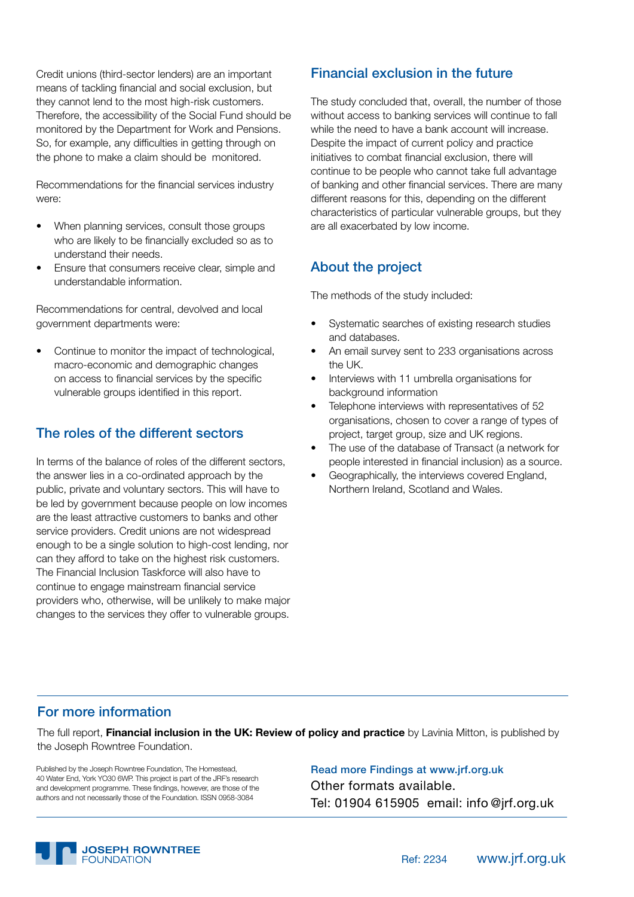Credit unions (third-sector lenders) are an important means of tackling financial and social exclusion, but they cannot lend to the most high-risk customers. Therefore, the accessibility of the Social Fund should be monitored by the Department for Work and Pensions. So, for example, any difficulties in getting through on the phone to make a claim should be monitored.

Recommendations for the financial services industry were:

- When planning services, consult those groups who are likely to be financially excluded so as to understand their needs.
- Ensure that consumers receive clear, simple and understandable information.

Recommendations for central, devolved and local government departments were:

- Continue to monitor the impact of technological, macro-economic and demographic changes on access to financial services by the specific vulnerable groups identified in this report.

## The roles of the different sectors

In terms of the balance of roles of the different sectors, the answer lies in a co-ordinated approach by the public, private and voluntary sectors. This will have to be led by government because people on low incomes are the least attractive customers to banks and other service providers. Credit unions are not widespread enough to be a single solution to high-cost lending, nor can they afford to take on the highest risk customers. The Financial Inclusion Taskforce will also have to continue to engage mainstream financial service providers who, otherwise, will be unlikely to make major changes to the services they offer to vulnerable groups.

## Financial exclusion in the future

The study concluded that, overall, the number of those without access to banking services will continue to fall while the need to have a bank account will increase. Despite the impact of current policy and practice initiatives to combat financial exclusion, there will continue to be people who cannot take full advantage of banking and other financial services. There are many different reasons for this, depending on the different characteristics of particular vulnerable groups, but they are all exacerbated by low income.

## About the project

The methods of the study included:

- Systematic searches of existing research studies and databases.
- An email survey sent to 233 organisations across the UK.
- Interviews with 11 umbrella organisations for background information
- Telephone interviews with representatives of 52 organisations, chosen to cover a range of types of project, target group, size and UK regions.
- The use of the database of Transact (a network for people interested in financial inclusion) as a source.
- Geographically, the interviews covered England, Northern Ireland, Scotland and Wales.

## For more information

The full report, **Financial inclusion in the UK: Review of policy and practice** by Lavinia Mitton, is published by the Joseph Rowntree Foundation.

Published by the Joseph Rowntree Foundation, The Homestead, 40 Water End, York YO30 6WP. This project is part of the JRF's research and development programme. These findings, however, are those of the authors and not necessarily those of the Foundation. ISSN 0958-3084

Read more Findings at www.jrf.org.uk

Other formats available.

Tel: 01904 615905 email: info@jrf.org.uk

JOSEPH ROWNTREE FOUNDATION

Ref: 2234 www.jrf.org.uk